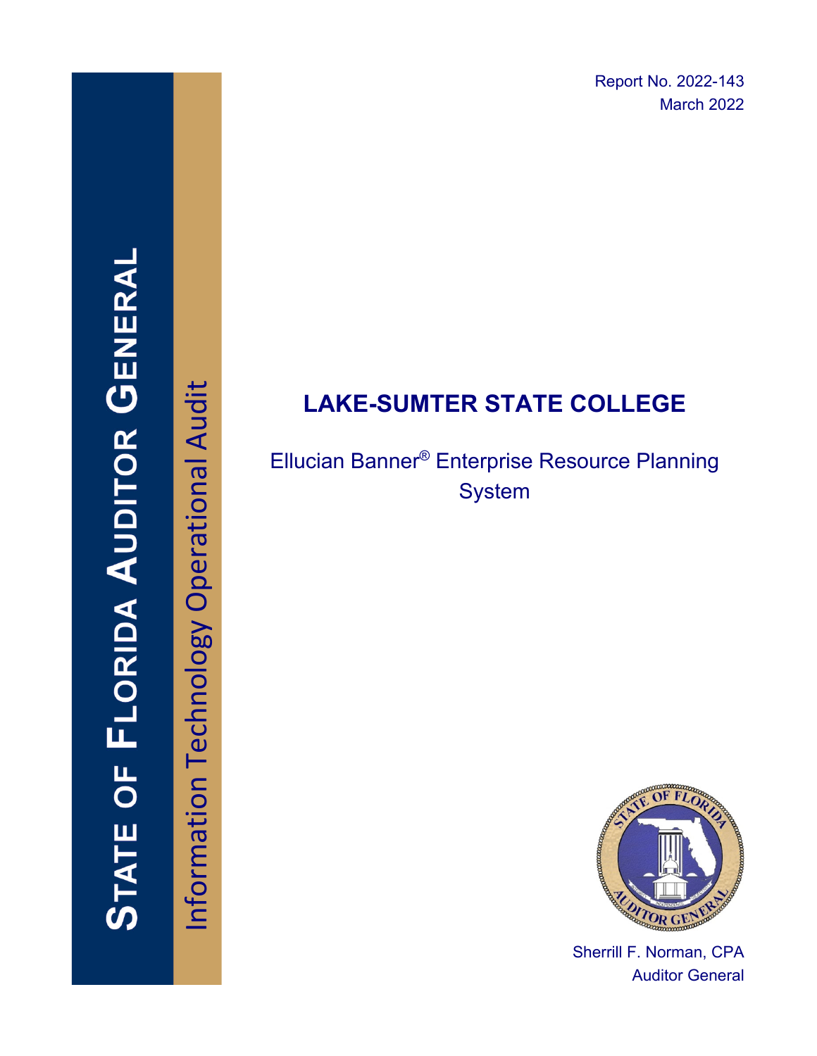Report No. 2022-143
March 2022

STATE OF FLORIDA AUDITOR GENERAL

Information Technology Operational Audit

# LAKE-SUMTER STATE COLLEGE

Ellucian Banner® Enterprise Resource Planning System

Sherrill F. Norman, CPA
Auditor General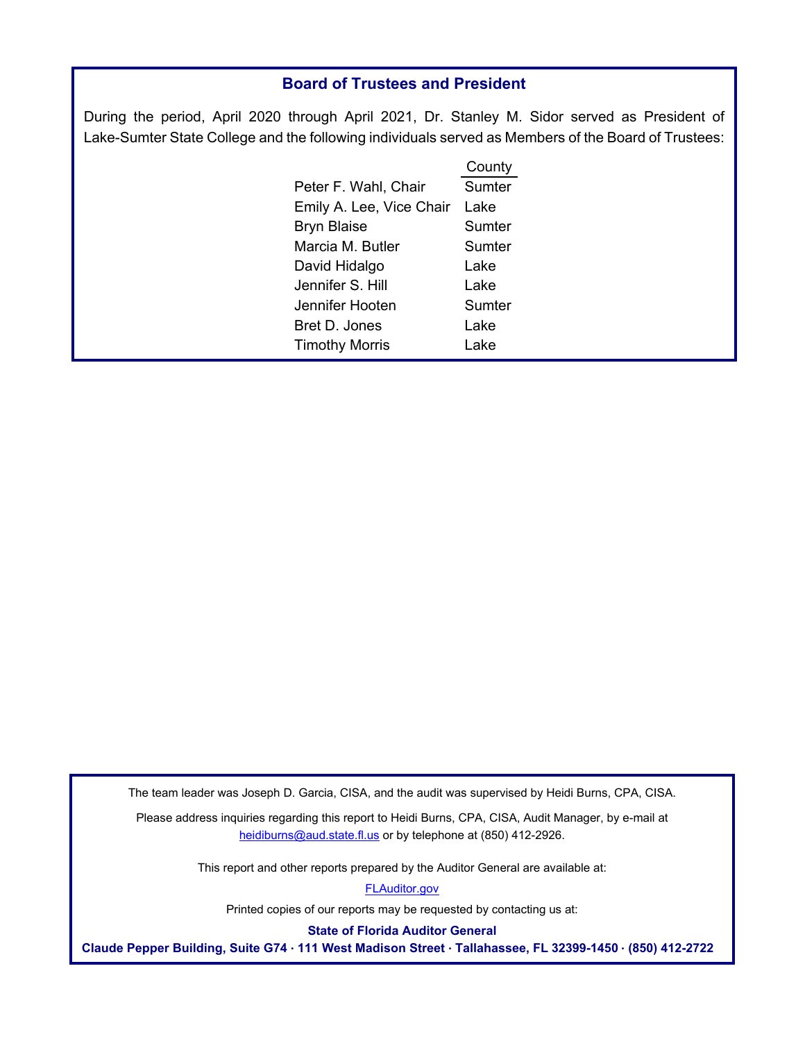## Board of Trustees and President

During the period, April 2020 through April 2021, Dr. Stanley M. Sidor served as President of Lake-Sumter State College and the following individuals served as Members of the Board of Trustees:

| | County |
|---|---|
| Peter F. Wahl, Chair | Sumter |
| Emily A. Lee, Vice Chair | Lake |
| Bryn Blaise | Sumter |
| Marcia M. Butler | Sumter |
| David Hidalgo | Lake |
| Jennifer S. Hill | Lake |
| Jennifer Hooten | Sumter |
| Bret D. Jones | Lake |
| Timothy Morris | Lake |

The team leader was Joseph D. Garcia, CISA, and the audit was supervised by Heidi Burns, CPA, CISA.

Please address inquiries regarding this report to Heidi Burns, CPA, CISA, Audit Manager, by e-mail at heidiburns@aud.state.fl.us or by telephone at (850) 412-2926.

This report and other reports prepared by the Auditor General are available at:

FLAuditor.gov

Printed copies of our reports may be requested by contacting us at:

**State of Florida Auditor General**

**Claude Pepper Building, Suite G74 · 111 West Madison Street · Tallahassee, FL 32399-1450 · (850) 412-2722**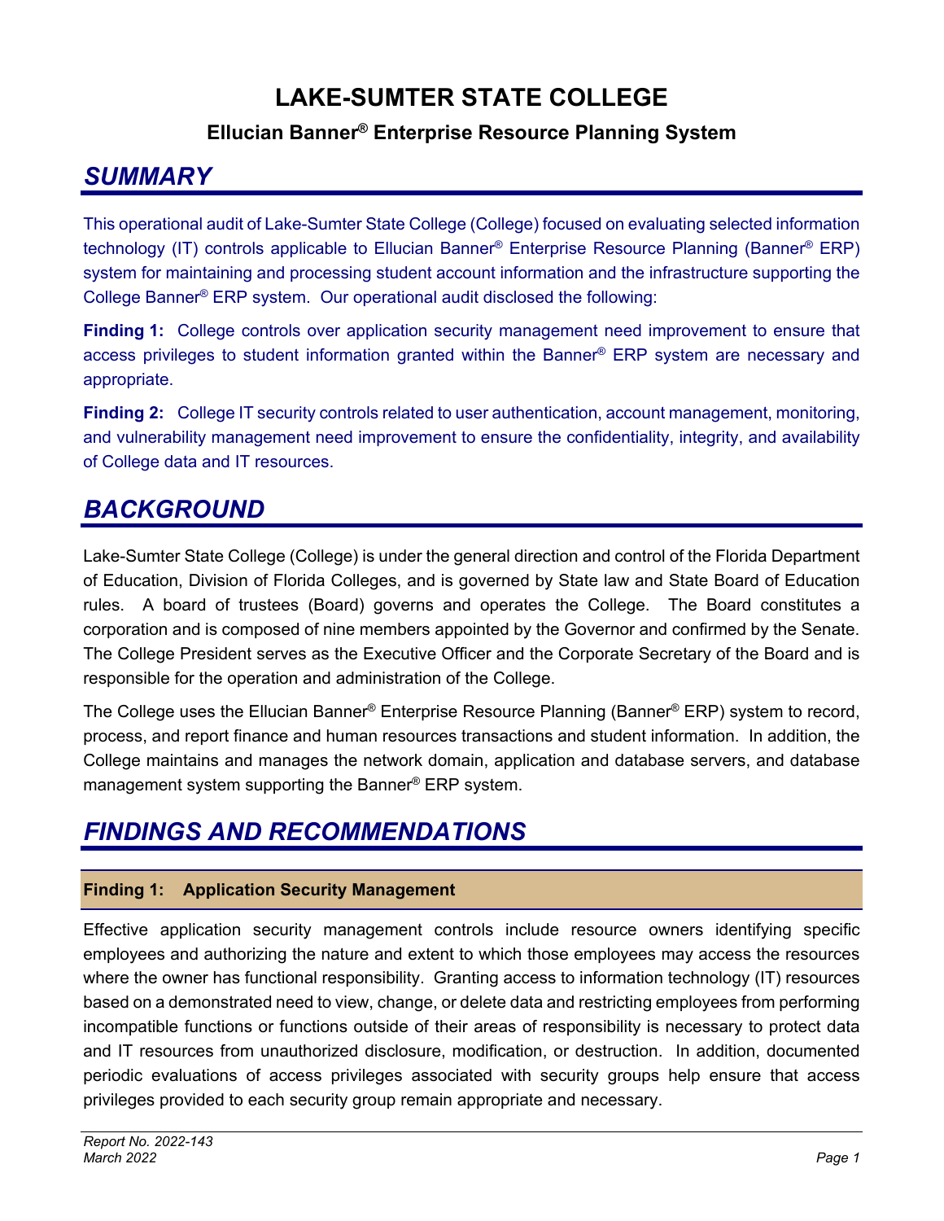# LAKE-SUMTER STATE COLLEGE

### Ellucian Banner® Enterprise Resource Planning System

## *SUMMARY*

This operational audit of Lake-Sumter State College (College) focused on evaluating selected information technology (IT) controls applicable to Ellucian Banner® Enterprise Resource Planning (Banner® ERP) system for maintaining and processing student account information and the infrastructure supporting the College Banner® ERP system. Our operational audit disclosed the following:

**Finding 1:** College controls over application security management need improvement to ensure that access privileges to student information granted within the Banner® ERP system are necessary and appropriate.

**Finding 2:** College IT security controls related to user authentication, account management, monitoring, and vulnerability management need improvement to ensure the confidentiality, integrity, and availability of College data and IT resources.

## *BACKGROUND*

Lake-Sumter State College (College) is under the general direction and control of the Florida Department of Education, Division of Florida Colleges, and is governed by State law and State Board of Education rules. A board of trustees (Board) governs and operates the College. The Board constitutes a corporation and is composed of nine members appointed by the Governor and confirmed by the Senate. The College President serves as the Executive Officer and the Corporate Secretary of the Board and is responsible for the operation and administration of the College.

The College uses the Ellucian Banner® Enterprise Resource Planning (Banner® ERP) system to record, process, and report finance and human resources transactions and student information. In addition, the College maintains and manages the network domain, application and database servers, and database management system supporting the Banner® ERP system.

## *FINDINGS AND RECOMMENDATIONS*

### Finding 1: Application Security Management

Effective application security management controls include resource owners identifying specific employees and authorizing the nature and extent to which those employees may access the resources where the owner has functional responsibility. Granting access to information technology (IT) resources based on a demonstrated need to view, change, or delete data and restricting employees from performing incompatible functions or functions outside of their areas of responsibility is necessary to protect data and IT resources from unauthorized disclosure, modification, or destruction. In addition, documented periodic evaluations of access privileges associated with security groups help ensure that access privileges provided to each security group remain appropriate and necessary.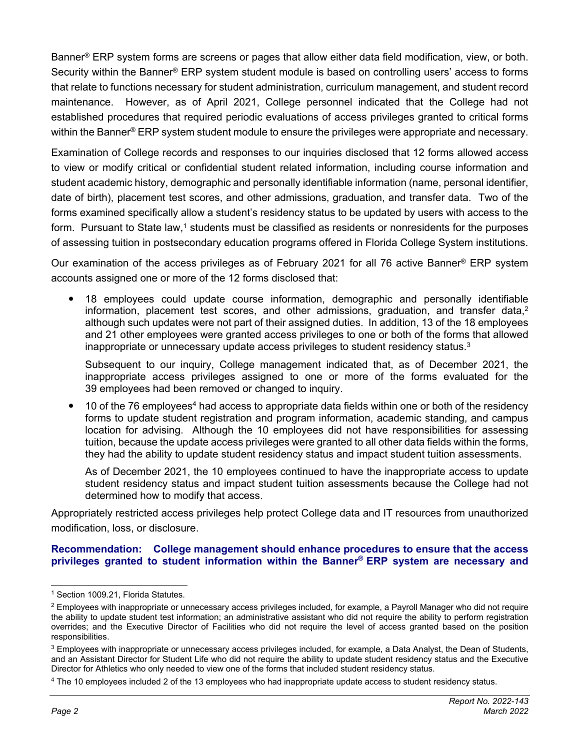Banner® ERP system forms are screens or pages that allow either data field modification, view, or both. Security within the Banner® ERP system student module is based on controlling users' access to forms that relate to functions necessary for student administration, curriculum management, and student record maintenance. However, as of April 2021, College personnel indicated that the College had not established procedures that required periodic evaluations of access privileges granted to critical forms within the Banner® ERP system student module to ensure the privileges were appropriate and necessary.

Examination of College records and responses to our inquiries disclosed that 12 forms allowed access to view or modify critical or confidential student related information, including course information and student academic history, demographic and personally identifiable information (name, personal identifier, date of birth), placement test scores, and other admissions, graduation, and transfer data. Two of the forms examined specifically allow a student's residency status to be updated by users with access to the form. Pursuant to State law,[1] students must be classified as residents or nonresidents for the purposes of assessing tuition in postsecondary education programs offered in Florida College System institutions.

Our examination of the access privileges as of February 2021 for all 76 active Banner® ERP system accounts assigned one or more of the 12 forms disclosed that:

- 18 employees could update course information, demographic and personally identifiable information, placement test scores, and other admissions, graduation, and transfer data,[2] although such updates were not part of their assigned duties. In addition, 13 of the 18 employees and 21 other employees were granted access privileges to one or both of the forms that allowed inappropriate or unnecessary update access privileges to student residency status.[3]

  Subsequent to our inquiry, College management indicated that, as of December 2021, the inappropriate access privileges assigned to one or more of the forms evaluated for the 39 employees had been removed or changed to inquiry.

- 10 of the 76 employees[4] had access to appropriate data fields within one or both of the residency forms to update student registration and program information, academic standing, and campus location for advising. Although the 10 employees did not have responsibilities for assessing tuition, because the update access privileges were granted to all other data fields within the forms, they had the ability to update student residency status and impact student tuition assessments.

  As of December 2021, the 10 employees continued to have the inappropriate access to update student residency status and impact student tuition assessments because the College had not determined how to modify that access.

Appropriately restricted access privileges help protect College data and IT resources from unauthorized modification, loss, or disclosure.

**Recommendation: College management should enhance procedures to ensure that the access privileges granted to student information within the Banner® ERP system are necessary and**

---

[1] Section 1009.21, Florida Statutes.

[2] Employees with inappropriate or unnecessary access privileges included, for example, a Payroll Manager who did not require the ability to update student test information; an administrative assistant who did not require the ability to perform registration overrides; and the Executive Director of Facilities who did not require the level of access granted based on the position responsibilities.

[3] Employees with inappropriate or unnecessary access privileges included, for example, a Data Analyst, the Dean of Students, and an Assistant Director for Student Life who did not require the ability to update student residency status and the Executive Director for Athletics who only needed to view one of the forms that included student residency status.

[4] The 10 employees included 2 of the 13 employees who had inappropriate update access to student residency status.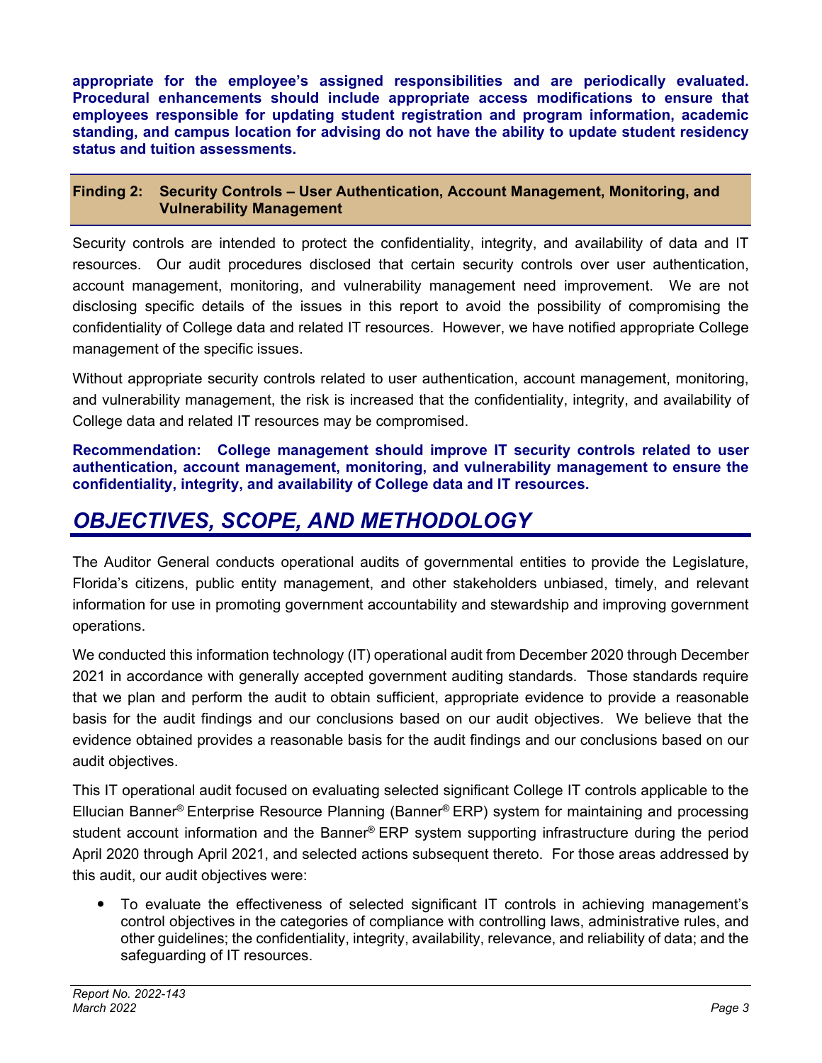**appropriate for the employee's assigned responsibilities and are periodically evaluated. Procedural enhancements should include appropriate access modifications to ensure that employees responsible for updating student registration and program information, academic standing, and campus location for advising do not have the ability to update student residency status and tuition assessments.**

### Finding 2: Security Controls – User Authentication, Account Management, Monitoring, and Vulnerability Management

Security controls are intended to protect the confidentiality, integrity, and availability of data and IT resources. Our audit procedures disclosed that certain security controls over user authentication, account management, monitoring, and vulnerability management need improvement. We are not disclosing specific details of the issues in this report to avoid the possibility of compromising the confidentiality of College data and related IT resources. However, we have notified appropriate College management of the specific issues.

Without appropriate security controls related to user authentication, account management, monitoring, and vulnerability management, the risk is increased that the confidentiality, integrity, and availability of College data and related IT resources may be compromised.

**Recommendation: College management should improve IT security controls related to user authentication, account management, monitoring, and vulnerability management to ensure the confidentiality, integrity, and availability of College data and IT resources.**

## *OBJECTIVES, SCOPE, AND METHODOLOGY*

The Auditor General conducts operational audits of governmental entities to provide the Legislature, Florida's citizens, public entity management, and other stakeholders unbiased, timely, and relevant information for use in promoting government accountability and stewardship and improving government operations.

We conducted this information technology (IT) operational audit from December 2020 through December 2021 in accordance with generally accepted government auditing standards. Those standards require that we plan and perform the audit to obtain sufficient, appropriate evidence to provide a reasonable basis for the audit findings and our conclusions based on our audit objectives. We believe that the evidence obtained provides a reasonable basis for the audit findings and our conclusions based on our audit objectives.

This IT operational audit focused on evaluating selected significant College IT controls applicable to the Ellucian Banner® Enterprise Resource Planning (Banner® ERP) system for maintaining and processing student account information and the Banner® ERP system supporting infrastructure during the period April 2020 through April 2021, and selected actions subsequent thereto. For those areas addressed by this audit, our audit objectives were:

- To evaluate the effectiveness of selected significant IT controls in achieving management's control objectives in the categories of compliance with controlling laws, administrative rules, and other guidelines; the confidentiality, integrity, availability, relevance, and reliability of data; and the safeguarding of IT resources.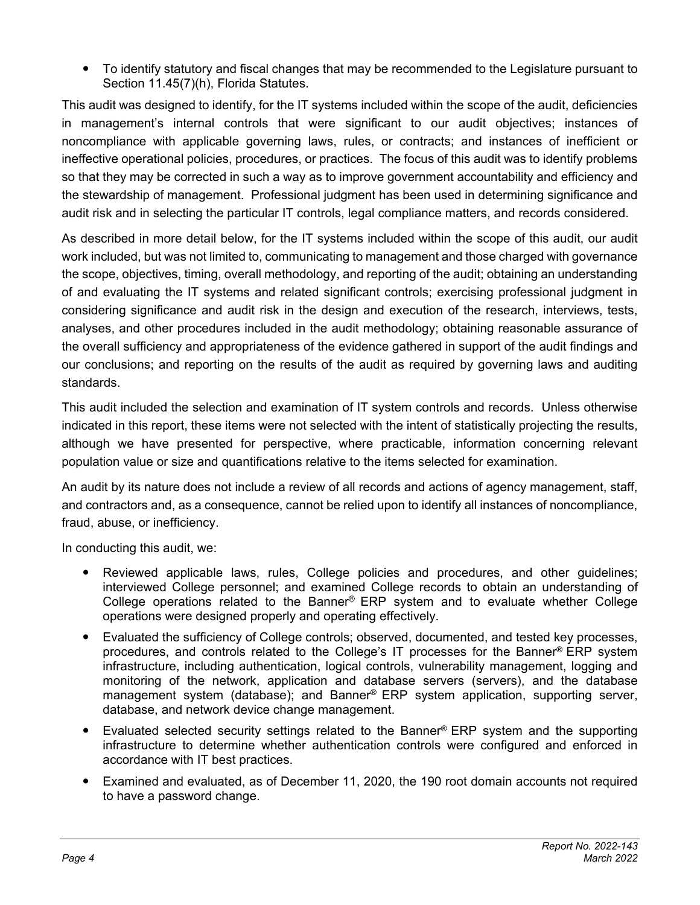- To identify statutory and fiscal changes that may be recommended to the Legislature pursuant to Section 11.45(7)(h), Florida Statutes.

This audit was designed to identify, for the IT systems included within the scope of the audit, deficiencies in management's internal controls that were significant to our audit objectives; instances of noncompliance with applicable governing laws, rules, or contracts; and instances of inefficient or ineffective operational policies, procedures, or practices. The focus of this audit was to identify problems so that they may be corrected in such a way as to improve government accountability and efficiency and the stewardship of management. Professional judgment has been used in determining significance and audit risk and in selecting the particular IT controls, legal compliance matters, and records considered.

As described in more detail below, for the IT systems included within the scope of this audit, our audit work included, but was not limited to, communicating to management and those charged with governance the scope, objectives, timing, overall methodology, and reporting of the audit; obtaining an understanding of and evaluating the IT systems and related significant controls; exercising professional judgment in considering significance and audit risk in the design and execution of the research, interviews, tests, analyses, and other procedures included in the audit methodology; obtaining reasonable assurance of the overall sufficiency and appropriateness of the evidence gathered in support of the audit findings and our conclusions; and reporting on the results of the audit as required by governing laws and auditing standards.

This audit included the selection and examination of IT system controls and records. Unless otherwise indicated in this report, these items were not selected with the intent of statistically projecting the results, although we have presented for perspective, where practicable, information concerning relevant population value or size and quantifications relative to the items selected for examination.

An audit by its nature does not include a review of all records and actions of agency management, staff, and contractors and, as a consequence, cannot be relied upon to identify all instances of noncompliance, fraud, abuse, or inefficiency.

In conducting this audit, we:

- Reviewed applicable laws, rules, College policies and procedures, and other guidelines; interviewed College personnel; and examined College records to obtain an understanding of College operations related to the Banner® ERP system and to evaluate whether College operations were designed properly and operating effectively.
- Evaluated the sufficiency of College controls; observed, documented, and tested key processes, procedures, and controls related to the College's IT processes for the Banner® ERP system infrastructure, including authentication, logical controls, vulnerability management, logging and monitoring of the network, application and database servers (servers), and the database management system (database); and Banner® ERP system application, supporting server, database, and network device change management.
- Evaluated selected security settings related to the Banner® ERP system and the supporting infrastructure to determine whether authentication controls were configured and enforced in accordance with IT best practices.
- Examined and evaluated, as of December 11, 2020, the 190 root domain accounts not required to have a password change.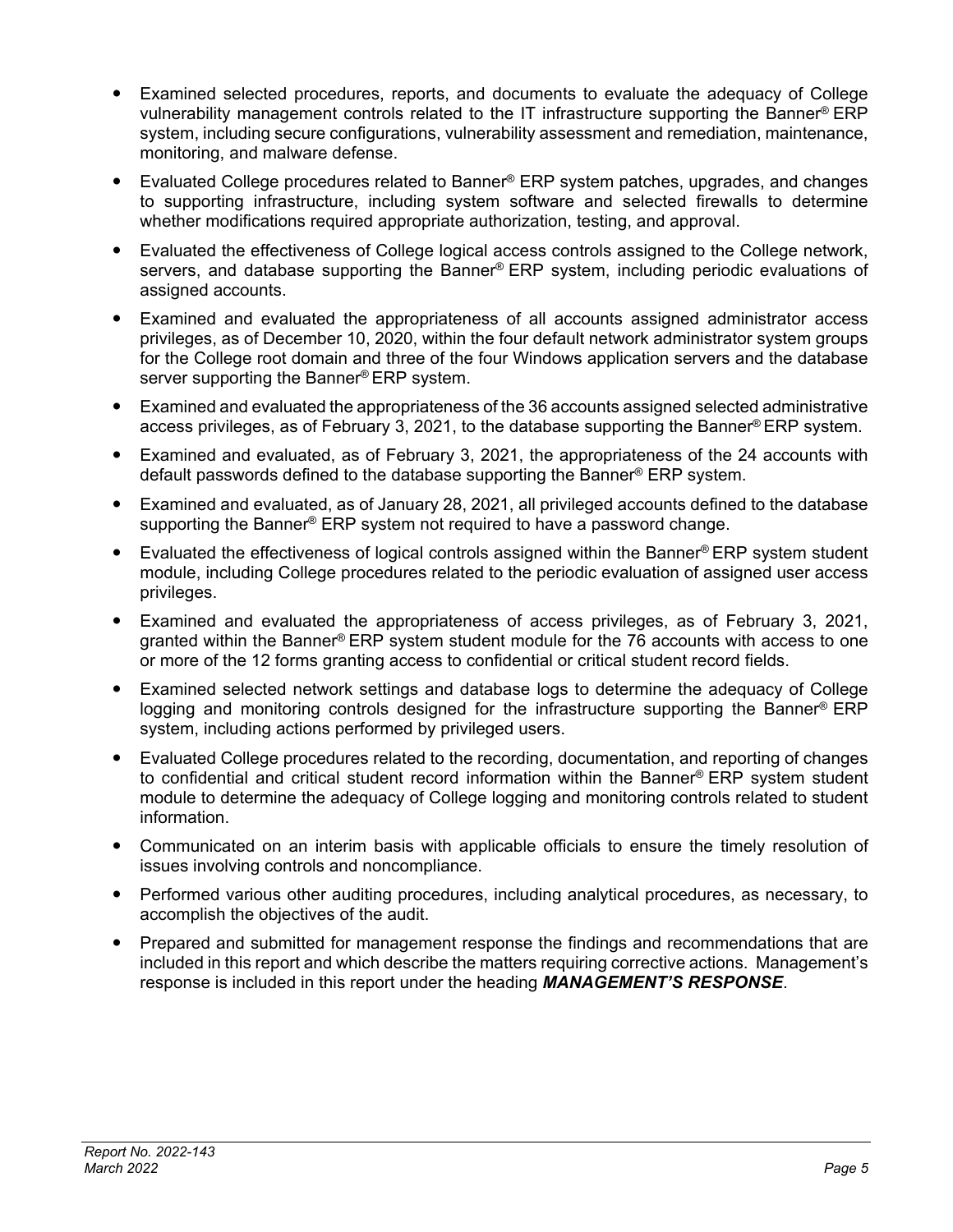- Examined selected procedures, reports, and documents to evaluate the adequacy of College vulnerability management controls related to the IT infrastructure supporting the Banner® ERP system, including secure configurations, vulnerability assessment and remediation, maintenance, monitoring, and malware defense.
- Evaluated College procedures related to Banner® ERP system patches, upgrades, and changes to supporting infrastructure, including system software and selected firewalls to determine whether modifications required appropriate authorization, testing, and approval.
- Evaluated the effectiveness of College logical access controls assigned to the College network, servers, and database supporting the Banner® ERP system, including periodic evaluations of assigned accounts.
- Examined and evaluated the appropriateness of all accounts assigned administrator access privileges, as of December 10, 2020, within the four default network administrator system groups for the College root domain and three of the four Windows application servers and the database server supporting the Banner® ERP system.
- Examined and evaluated the appropriateness of the 36 accounts assigned selected administrative access privileges, as of February 3, 2021, to the database supporting the Banner® ERP system.
- Examined and evaluated, as of February 3, 2021, the appropriateness of the 24 accounts with default passwords defined to the database supporting the Banner® ERP system.
- Examined and evaluated, as of January 28, 2021, all privileged accounts defined to the database supporting the Banner® ERP system not required to have a password change.
- Evaluated the effectiveness of logical controls assigned within the Banner® ERP system student module, including College procedures related to the periodic evaluation of assigned user access privileges.
- Examined and evaluated the appropriateness of access privileges, as of February 3, 2021, granted within the Banner® ERP system student module for the 76 accounts with access to one or more of the 12 forms granting access to confidential or critical student record fields.
- Examined selected network settings and database logs to determine the adequacy of College logging and monitoring controls designed for the infrastructure supporting the Banner® ERP system, including actions performed by privileged users.
- Evaluated College procedures related to the recording, documentation, and reporting of changes to confidential and critical student record information within the Banner® ERP system student module to determine the adequacy of College logging and monitoring controls related to student information.
- Communicated on an interim basis with applicable officials to ensure the timely resolution of issues involving controls and noncompliance.
- Performed various other auditing procedures, including analytical procedures, as necessary, to accomplish the objectives of the audit.
- Prepared and submitted for management response the findings and recommendations that are included in this report and which describe the matters requiring corrective actions. Management's response is included in this report under the heading ***MANAGEMENT'S RESPONSE***.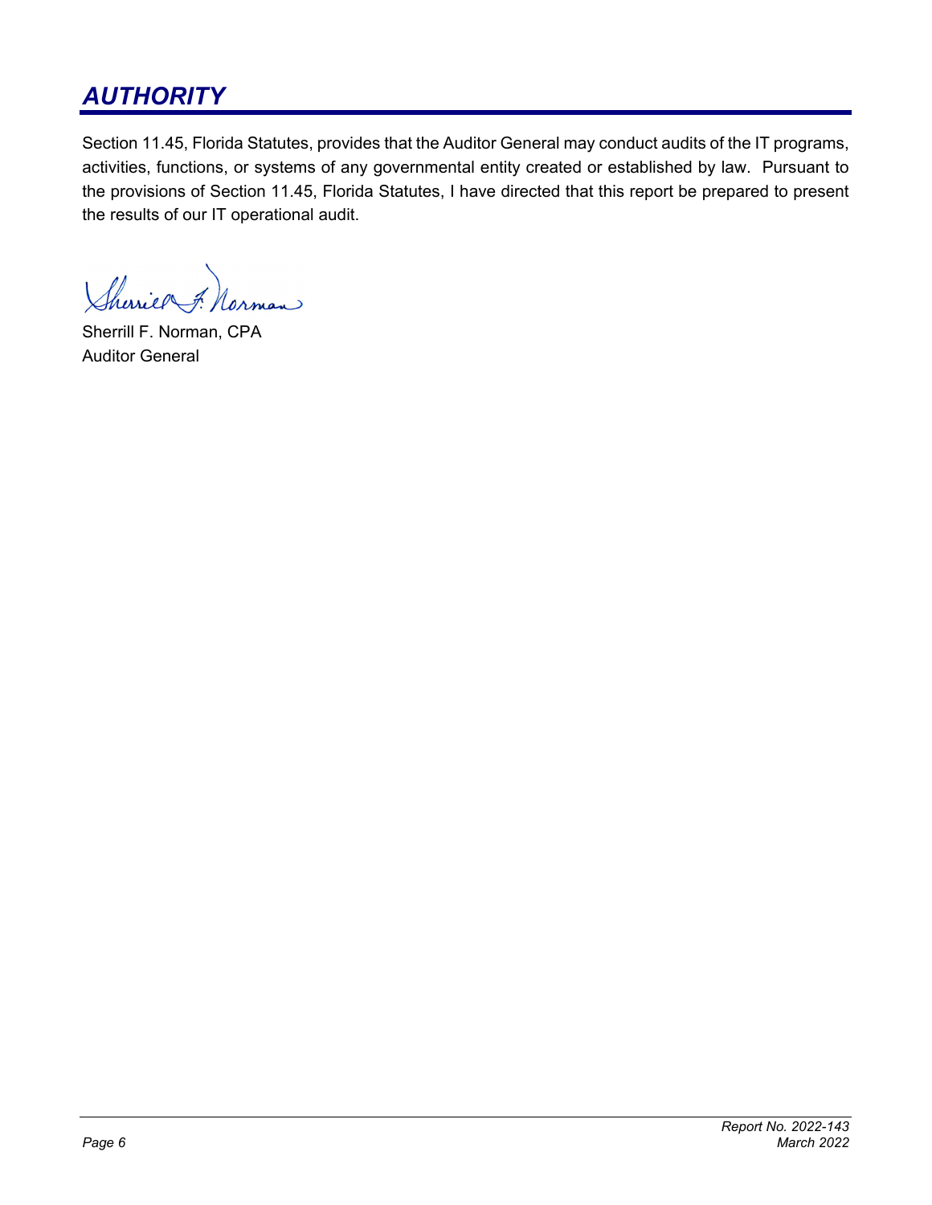## *AUTHORITY*

Section 11.45, Florida Statutes, provides that the Auditor General may conduct audits of the IT programs, activities, functions, or systems of any governmental entity created or established by law. Pursuant to the provisions of Section 11.45, Florida Statutes, I have directed that this report be prepared to present the results of our IT operational audit.

Sherrill F. Norman, CPA
Auditor General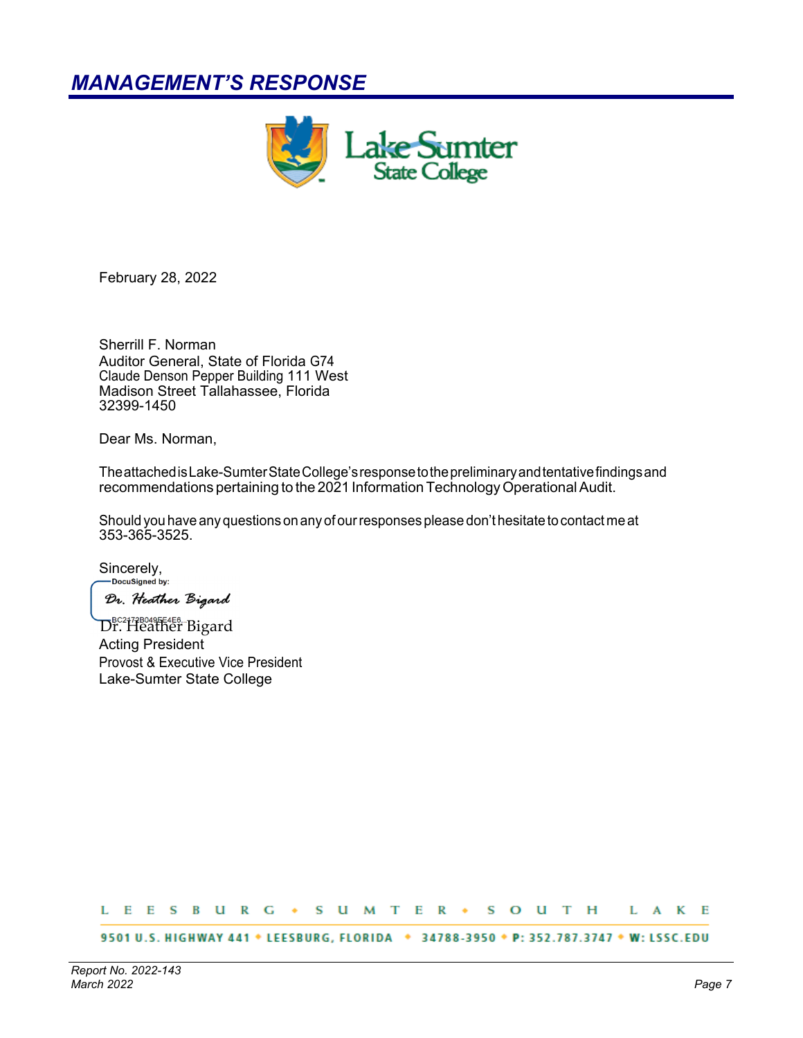## *MANAGEMENT'S RESPONSE*

Lake-Sumter State College

February 28, 2022

Sherrill F. Norman
Auditor General, State of Florida G74
Claude Denson Pepper Building 111 West
Madison Street Tallahassee, Florida
32399-1450

Dear Ms. Norman,

The attached is Lake-Sumter State College's response to the preliminary and tentative findings and recommendations pertaining to the 2021 Information Technology Operational Audit.

Should you have any questions on any of our responses please don't hesitate to contact me at 353-365-3525.

Sincerely,

DocuSigned by:
*Dr. Heather Bigard*
BC2172B049EE4E6...

Dr. Heather Bigard
Acting President
Provost & Executive Vice President
Lake-Sumter State College

LEESBURG • SUMTER • SOUTH LAKE

9501 U.S. HIGHWAY 441 • LEESBURG, FLORIDA • 34788-3950 • P: 352.787.3747 • W: LSSC.EDU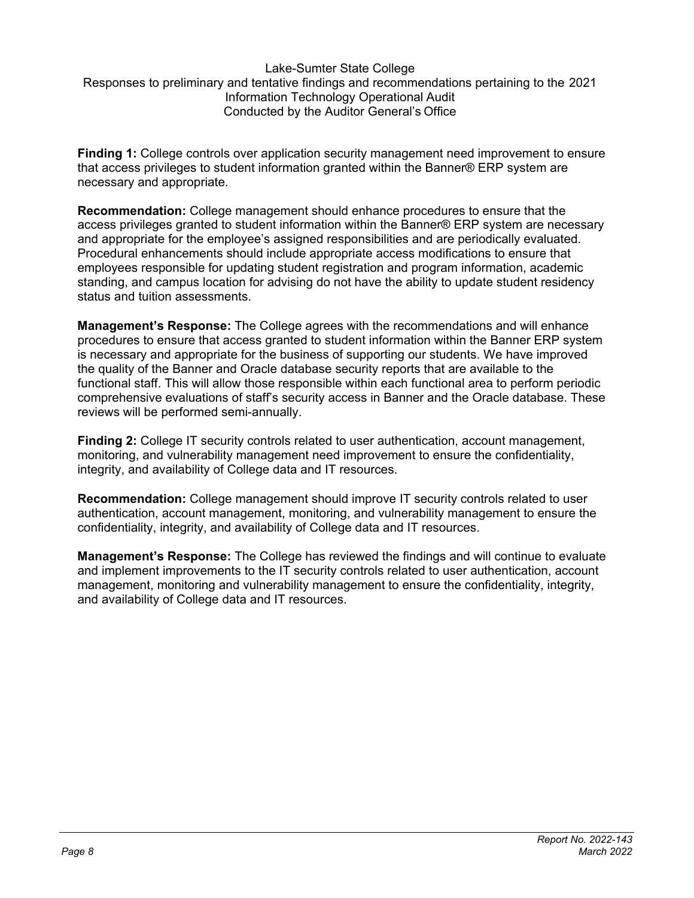Lake-Sumter State College
Responses to preliminary and tentative findings and recommendations pertaining to the 2021 Information Technology Operational Audit
Conducted by the Auditor General's Office

**Finding 1:** College controls over application security management need improvement to ensure that access privileges to student information granted within the Banner® ERP system are necessary and appropriate.

**Recommendation:** College management should enhance procedures to ensure that the access privileges granted to student information within the Banner® ERP system are necessary and appropriate for the employee's assigned responsibilities and are periodically evaluated. Procedural enhancements should include appropriate access modifications to ensure that employees responsible for updating student registration and program information, academic standing, and campus location for advising do not have the ability to update student residency status and tuition assessments.

**Management's Response:** The College agrees with the recommendations and will enhance procedures to ensure that access granted to student information within the Banner ERP system is necessary and appropriate for the business of supporting our students. We have improved the quality of the Banner and Oracle database security reports that are available to the functional staff. This will allow those responsible within each functional area to perform periodic comprehensive evaluations of staff's security access in Banner and the Oracle database. These reviews will be performed semi-annually.

**Finding 2:** College IT security controls related to user authentication, account management, monitoring, and vulnerability management need improvement to ensure the confidentiality, integrity, and availability of College data and IT resources.

**Recommendation:** College management should improve IT security controls related to user authentication, account management, monitoring, and vulnerability management to ensure the confidentiality, integrity, and availability of College data and IT resources.

**Management's Response:** The College has reviewed the findings and will continue to evaluate and implement improvements to the IT security controls related to user authentication, account management, monitoring and vulnerability management to ensure the confidentiality, integrity, and availability of College data and IT resources.